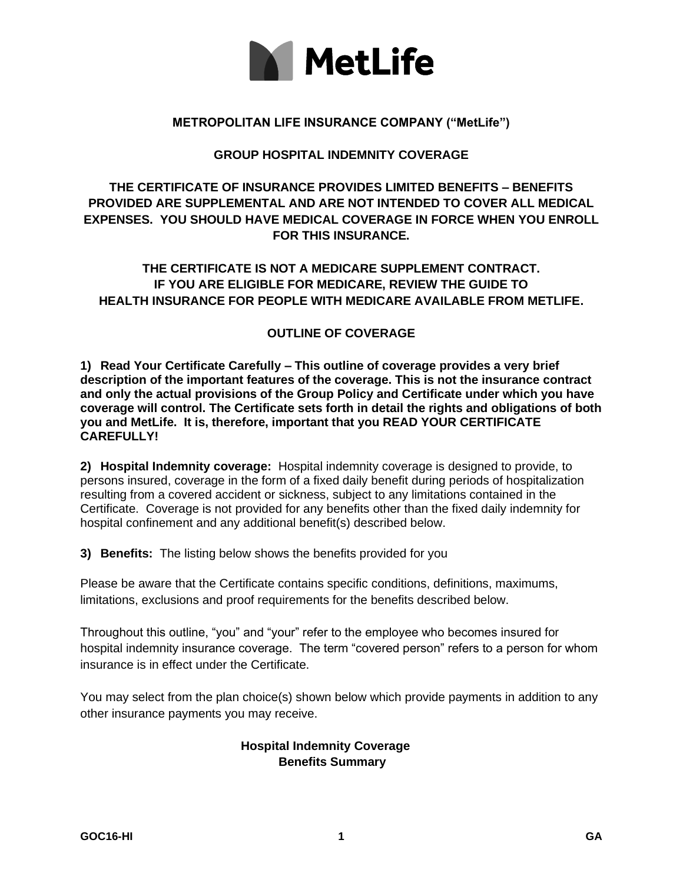**METROPOLITAN LIFE INSURANCE COMPANY ("MetLife")**

**GROUP HOSPITAL INDEMNITY COVERAGE**

**THE CERTIFICATE OF INSURANCE PROVIDES LIMITED BENEFITS – BENEFITS PROVIDED ARE SUPPLEMENTAL AND ARE NOT INTENDED TO COVER ALL MEDICAL EXPENSES. YOU SHOULD HAVE MEDICAL COVERAGE IN FORCE WHEN YOU ENROLL FOR THIS INSURANCE.**

**THE CERTIFICATE IS NOT A MEDICARE SUPPLEMENT CONTRACT. IF YOU ARE ELIGIBLE FOR MEDICARE, REVIEW THE GUIDE TO HEALTH INSURANCE FOR PEOPLE WITH MEDICARE AVAILABLE FROM METLIFE.**

**OUTLINE OF COVERAGE**

**1) Read Your Certificate Carefully – This outline of coverage provides a very brief description of the important features of the coverage. This is not the insurance contract and only the actual provisions of the Group Policy and Certificate under which you have coverage will control. The Certificate sets forth in detail the rights and obligations of both you and MetLife. It is, therefore, important that you READ YOUR CERTIFICATE CAREFULLY!**

**2) Hospital Indemnity coverage:** Hospital indemnity coverage is designed to provide, to persons insured, coverage in the form of a fixed daily benefit during periods of hospitalization resulting from a covered accident or sickness, subject to any limitations contained in the Certificate. Coverage is not provided for any benefits other than the fixed daily indemnity for hospital confinement and any additional benefit(s) described below.

**3) Benefits:** The listing below shows the benefits provided for you

Please be aware that the Certificate contains specific conditions, definitions, maximums, limitations, exclusions and proof requirements for the benefits described below.

Throughout this outline, "you" and "your" refer to the employee who becomes insured for hospital indemnity insurance coverage. The term "covered person" refers to a person for whom insurance is in effect under the Certificate.

You may select from the plan choice(s) shown below which provide payments in addition to any other insurance payments you may receive.

**Hospital Indemnity Coverage
Benefits Summary**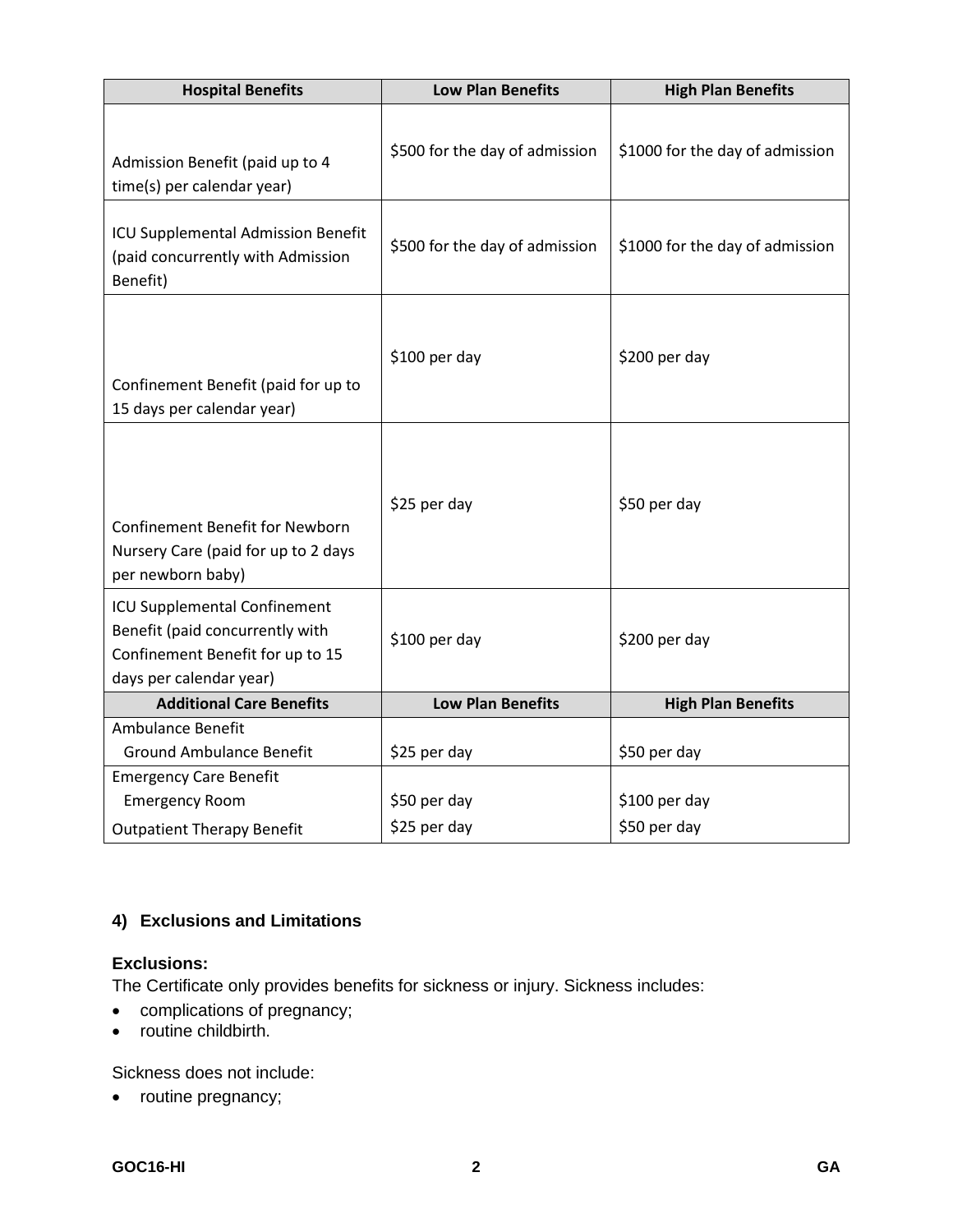| Hospital Benefits | Low Plan Benefits | High Plan Benefits |
|---|---|---|
| Admission Benefit (paid up to 4 time(s) per calendar year) | \$500 for the day of admission | \$1000 for the day of admission |
| ICU Supplemental Admission Benefit (paid concurrently with Admission Benefit) | \$500 for the day of admission | \$1000 for the day of admission |
| Confinement Benefit (paid for up to 15 days per calendar year) | \$100 per day | \$200 per day |
| Confinement Benefit for Newborn Nursery Care (paid for up to 2 days per newborn baby) | \$25 per day | \$50 per day |
| ICU Supplemental Confinement Benefit (paid concurrently with Confinement Benefit for up to 15 days per calendar year) | \$100 per day | \$200 per day |
| **Additional Care Benefits** | **Low Plan Benefits** | **High Plan Benefits** |
| Ambulance Benefit<br>Ground Ambulance Benefit | \$25 per day | \$50 per day |
| Emergency Care Benefit<br>Emergency Room | \$50 per day | \$100 per day |
| Outpatient Therapy Benefit | \$25 per day | \$50 per day |

### 4) Exclusions and Limitations

**Exclusions:**

The Certificate only provides benefits for sickness or injury. Sickness includes:

- complications of pregnancy;
- routine childbirth.

Sickness does not include:

- routine pregnancy;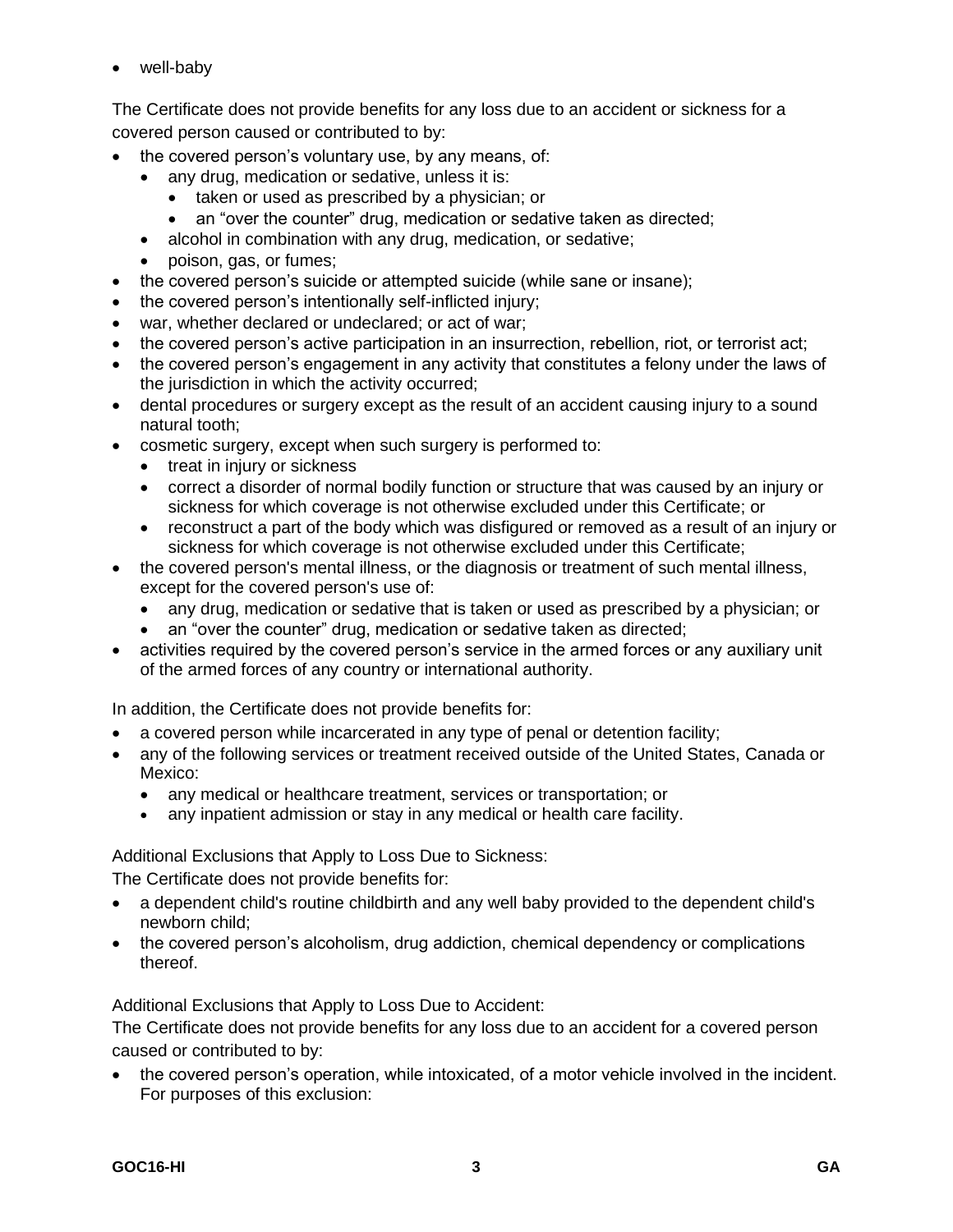- well-baby

The Certificate does not provide benefits for any loss due to an accident or sickness for a covered person caused or contributed to by:

- the covered person's voluntary use, by any means, of:
  - any drug, medication or sedative, unless it is:
    - taken or used as prescribed by a physician; or
    - an "over the counter" drug, medication or sedative taken as directed;
  - alcohol in combination with any drug, medication, or sedative;
  - poison, gas, or fumes;
- the covered person's suicide or attempted suicide (while sane or insane);
- the covered person's intentionally self-inflicted injury;
- war, whether declared or undeclared; or act of war;
- the covered person's active participation in an insurrection, rebellion, riot, or terrorist act;
- the covered person's engagement in any activity that constitutes a felony under the laws of the jurisdiction in which the activity occurred;
- dental procedures or surgery except as the result of an accident causing injury to a sound natural tooth;
- cosmetic surgery, except when such surgery is performed to:
  - treat in injury or sickness
  - correct a disorder of normal bodily function or structure that was caused by an injury or sickness for which coverage is not otherwise excluded under this Certificate; or
  - reconstruct a part of the body which was disfigured or removed as a result of an injury or sickness for which coverage is not otherwise excluded under this Certificate;
- the covered person's mental illness, or the diagnosis or treatment of such mental illness, except for the covered person's use of:
  - any drug, medication or sedative that is taken or used as prescribed by a physician; or
  - an "over the counter" drug, medication or sedative taken as directed;
- activities required by the covered person's service in the armed forces or any auxiliary unit of the armed forces of any country or international authority.

In addition, the Certificate does not provide benefits for:

- a covered person while incarcerated in any type of penal or detention facility;
- any of the following services or treatment received outside of the United States, Canada or Mexico:
  - any medical or healthcare treatment, services or transportation; or
  - any inpatient admission or stay in any medical or health care facility.

Additional Exclusions that Apply to Loss Due to Sickness:

The Certificate does not provide benefits for:

- a dependent child's routine childbirth and any well baby provided to the dependent child's newborn child;
- the covered person's alcoholism, drug addiction, chemical dependency or complications thereof.

Additional Exclusions that Apply to Loss Due to Accident:

The Certificate does not provide benefits for any loss due to an accident for a covered person caused or contributed to by:

- the covered person's operation, while intoxicated, of a motor vehicle involved in the incident. For purposes of this exclusion: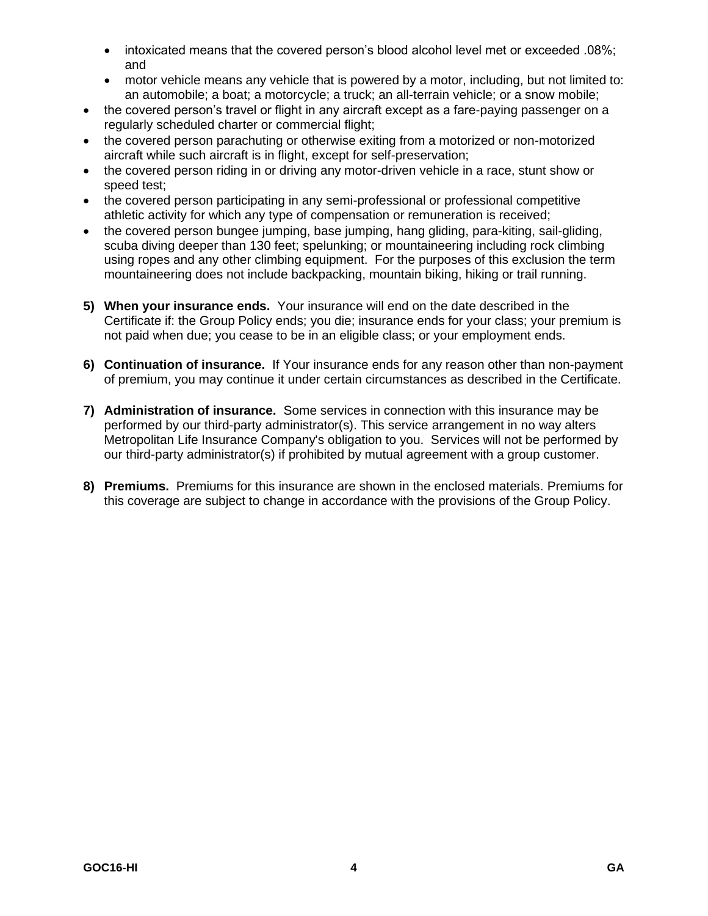- intoxicated means that the covered person's blood alcohol level met or exceeded .08%; and
  - motor vehicle means any vehicle that is powered by a motor, including, but not limited to: an automobile; a boat; a motorcycle; a truck; an all-terrain vehicle; or a snow mobile;
- the covered person's travel or flight in any aircraft except as a fare-paying passenger on a regularly scheduled charter or commercial flight;
- the covered person parachuting or otherwise exiting from a motorized or non-motorized aircraft while such aircraft is in flight, except for self-preservation;
- the covered person riding in or driving any motor-driven vehicle in a race, stunt show or speed test;
- the covered person participating in any semi-professional or professional competitive athletic activity for which any type of compensation or remuneration is received;
- the covered person bungee jumping, base jumping, hang gliding, para-kiting, sail-gliding, scuba diving deeper than 130 feet; spelunking; or mountaineering including rock climbing using ropes and any other climbing equipment. For the purposes of this exclusion the term mountaineering does not include backpacking, mountain biking, hiking or trail running.

5) **When your insurance ends.** Your insurance will end on the date described in the Certificate if: the Group Policy ends; you die; insurance ends for your class; your premium is not paid when due; you cease to be in an eligible class; or your employment ends.

6) **Continuation of insurance.** If Your insurance ends for any reason other than non-payment of premium, you may continue it under certain circumstances as described in the Certificate.

7) **Administration of insurance.** Some services in connection with this insurance may be performed by our third-party administrator(s). This service arrangement in no way alters Metropolitan Life Insurance Company's obligation to you. Services will not be performed by our third-party administrator(s) if prohibited by mutual agreement with a group customer.

8) **Premiums.** Premiums for this insurance are shown in the enclosed materials. Premiums for this coverage are subject to change in accordance with the provisions of the Group Policy.